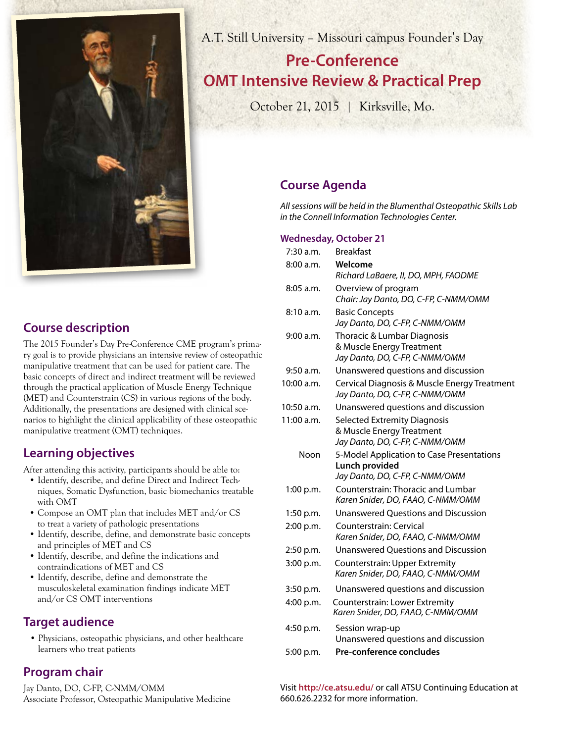A.T. Still University – Missouri campus Founder's Day

# Pre-Conference OMT Intensive Review & Practical Prep

October 21, 2015 | Kirksville, Mo.

## Course description

The 2015 Founder's Day Pre-Conference CME program's primary goal is to provide physicians an intensive review of osteopathic manipulative treatment that can be used for patient care. The basic concepts of direct and indirect treatment will be reviewed through the practical application of Muscle Energy Technique (MET) and Counterstrain (CS) in various regions of the body. Additionally, the presentations are designed with clinical scenarios to highlight the clinical applicability of these osteopathic manipulative treatment (OMT) techniques.

## Learning objectives

After attending this activity, participants should be able to:

- Identify, describe, and define Direct and Indirect Techniques, Somatic Dysfunction, basic biomechanics treatable with OMT
- Compose an OMT plan that includes MET and/or CS to treat a variety of pathologic presentations
- Identify, describe, define, and demonstrate basic concepts and principles of MET and CS
- Identify, describe, and define the indications and contraindications of MET and CS
- Identify, describe, define and demonstrate the musculoskeletal examination findings indicate MET and/or CS OMT interventions

## Target audience

- Physicians, osteopathic physicians, and other healthcare learners who treat patients

## Program chair

Jay Danto, DO, C-FP, C-NMM/OMM
Associate Professor, Osteopathic Manipulative Medicine

## Course Agenda

*All sessions will be held in the Blumenthal Osteopathic Skills Lab in the Connell Information Technologies Center.*

### Wednesday, October 21

| Time | Session |
|---|---|
| 7:30 a.m. | Breakfast |
| 8:00 a.m. | **Welcome**<br>*Richard LaBaere, II, DO, MPH, FAODME* |
| 8:05 a.m. | Overview of program<br>*Chair: Jay Danto, DO, C-FP, C-NMM/OMM* |
| 8:10 a.m. | Basic Concepts<br>*Jay Danto, DO, C-FP, C-NMM/OMM* |
| 9:00 a.m. | Thoracic & Lumbar Diagnosis & Muscle Energy Treatment<br>*Jay Danto, DO, C-FP, C-NMM/OMM* |
| 9:50 a.m. | Unanswered questions and discussion |
| 10:00 a.m. | Cervical Diagnosis & Muscle Energy Treatment<br>*Jay Danto, DO, C-FP, C-NMM/OMM* |
| 10:50 a.m. | Unanswered questions and discussion |
| 11:00 a.m. | Selected Extremity Diagnosis & Muscle Energy Treatment<br>*Jay Danto, DO, C-FP, C-NMM/OMM* |
| Noon | 5-Model Application to Case Presentations<br>**Lunch provided**<br>*Jay Danto, DO, C-FP, C-NMM/OMM* |
| 1:00 p.m. | Counterstrain: Thoracic and Lumbar<br>*Karen Snider, DO, FAAO, C-NMM/OMM* |
| 1:50 p.m. | Unanswered Questions and Discussion |
| 2:00 p.m. | Counterstrain: Cervical<br>*Karen Snider, DO, FAAO, C-NMM/OMM* |
| 2:50 p.m. | Unanswered Questions and Discussion |
| 3:00 p.m. | Counterstrain: Upper Extremity<br>*Karen Snider, DO, FAAO, C-NMM/OMM* |
| 3:50 p.m. | Unanswered questions and discussion |
| 4:00 p.m. | Counterstrain: Lower Extremity<br>*Karen Snider, DO, FAAO, C-NMM/OMM* |
| 4:50 p.m. | Session wrap-up<br>Unanswered questions and discussion |
| 5:00 p.m. | **Pre-conference concludes** |

Visit **http://ce.atsu.edu/** or call ATSU Continuing Education at 660.626.2232 for more information.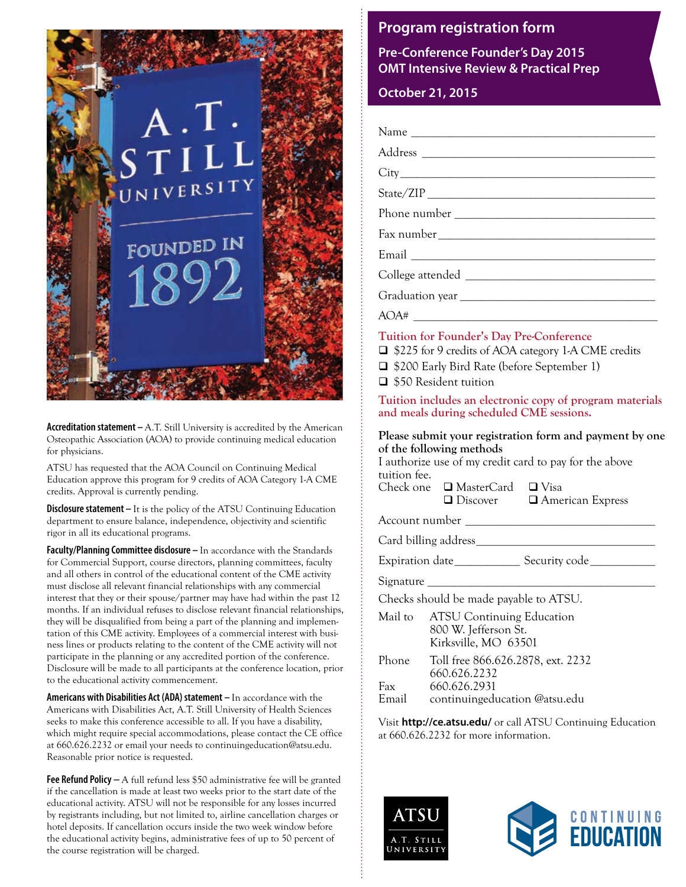**Accreditation statement –** A.T. Still University is accredited by the American Osteopathic Association (AOA) to provide continuing medical education for physicians.

ATSU has requested that the AOA Council on Continuing Medical Education approve this program for 9 credits of AOA Category 1-A CME credits. Approval is currently pending.

**Disclosure statement –** It is the policy of the ATSU Continuing Education department to ensure balance, independence, objectivity and scientific rigor in all its educational programs.

**Faculty/Planning Committee disclosure –** In accordance with the Standards for Commercial Support, course directors, planning committees, faculty and all others in control of the educational content of the CME activity must disclose all relevant financial relationships with any commercial interest that they or their spouse/partner may have had within the past 12 months. If an individual refuses to disclose relevant financial relationships, they will be disqualified from being a part of the planning and implementation of this CME activity. Employees of a commercial interest with business lines or products relating to the content of the CME activity will not participate in the planning or any accredited portion of the conference. Disclosure will be made to all participants at the conference location, prior to the educational activity commencement.

**Americans with Disabilities Act (ADA) statement –** In accordance with the Americans with Disabilities Act, A.T. Still University of Health Sciences seeks to make this conference accessible to all. If you have a disability, which might require special accommodations, please contact the CE office at 660.626.2232 or email your needs to continuingeducation@atsu.edu. Reasonable prior notice is requested.

**Fee Refund Policy –** A full refund less $50 administrative fee will be granted if the cancellation is made at least two weeks prior to the start date of the educational activity. ATSU will not be responsible for any losses incurred by registrants including, but not limited to, airline cancellation charges or hotel deposits. If cancellation occurs inside the two week window before the educational activity begins, administrative fees of up to 50 percent of the course registration will be charged.

## Program registration form

### Pre-Conference Founder's Day 2015
### OMT Intensive Review & Practical Prep

### October 21, 2015

Name \_\_\_\_\_\_\_\_\_\_\_\_\_\_\_\_\_\_\_\_\_\_\_\_\_\_\_\_

Address \_\_\_\_\_\_\_\_\_\_\_\_\_\_\_\_\_\_\_\_\_\_\_\_\_\_\_\_

City\_\_\_\_\_\_\_\_\_\_\_\_\_\_\_\_\_\_\_\_\_\_\_\_\_\_\_\_

State/ZIP \_\_\_\_\_\_\_\_\_\_\_\_\_\_\_\_\_\_\_\_\_\_\_\_\_\_\_\_

Phone number \_\_\_\_\_\_\_\_\_\_\_\_\_\_\_\_\_\_\_\_\_\_\_\_\_\_\_\_

Fax number\_\_\_\_\_\_\_\_\_\_\_\_\_\_\_\_\_\_\_\_\_\_\_\_\_\_\_\_

Email \_\_\_\_\_\_\_\_\_\_\_\_\_\_\_\_\_\_\_\_\_\_\_\_\_\_\_\_

College attended \_\_\_\_\_\_\_\_\_\_\_\_\_\_\_\_\_\_\_\_\_\_\_\_\_\_\_\_

Graduation year \_\_\_\_\_\_\_\_\_\_\_\_\_\_\_\_\_\_\_\_\_\_\_\_\_\_\_\_

AOA# \_\_\_\_\_\_\_\_\_\_\_\_\_\_\_\_\_\_\_\_\_\_\_\_\_\_\_\_

#### Tuition for Founder's Day Pre-Conference

- ❑ $225 for 9 credits of AOA category 1-A CME credits
- ❑ $200 Early Bird Rate (before September 1)
- ❑ $50 Resident tuition

**Tuition includes an electronic copy of program materials and meals during scheduled CME sessions.**

**Please submit your registration form and payment by one of the following methods**

I authorize use of my credit card to pay for the above tuition fee.

Check one ❑ MasterCard ❑ Visa ❑ Discover ❑ American Express

Account number \_\_\_\_\_\_\_\_\_\_\_\_\_\_\_\_\_\_\_\_\_\_\_\_\_\_\_\_

Card billing address\_\_\_\_\_\_\_\_\_\_\_\_\_\_\_\_\_\_\_\_\_\_\_\_\_\_\_\_

Expiration date\_\_\_\_\_\_\_\_\_\_ Security code\_\_\_\_\_\_\_\_\_\_

Signature \_\_\_\_\_\_\_\_\_\_\_\_\_\_\_\_\_\_\_\_\_\_\_\_\_\_\_\_

Checks should be made payable to ATSU.

Mail to ATSU Continuing Education
800 W. Jefferson St.
Kirksville, MO 63501

Phone Toll free 866.626.2878, ext. 2232
660.626.2232

Fax 660.626.2931

Email continuingeducation @atsu.edu

Visit **http://ce.atsu.edu/** or call ATSU Continuing Education at 660.626.2232 for more information.

ATSU A.T. Still University

CONTINUING EDUCATION